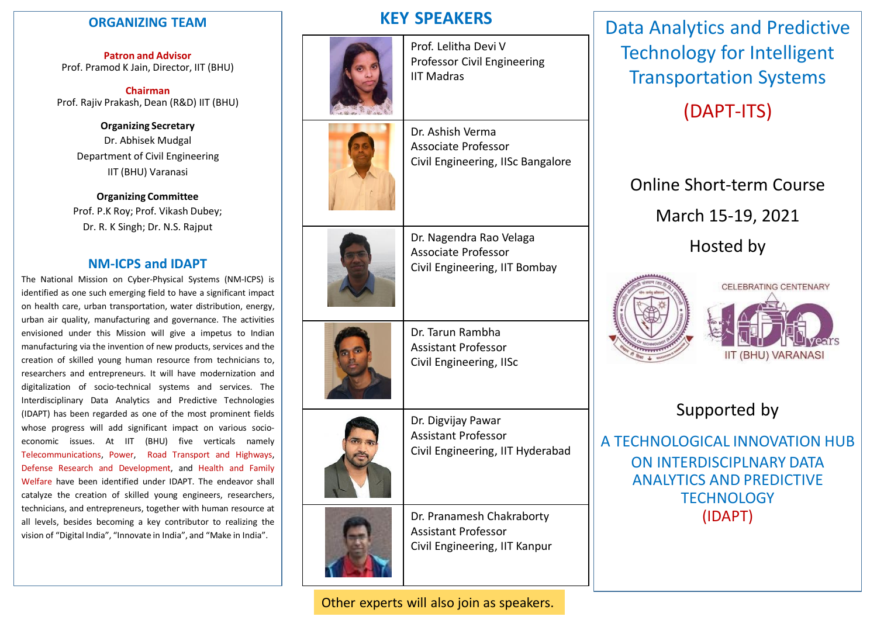## ORGANIZING TEAM

**Patron and Advisor**
Prof. Pramod K Jain, Director, IIT (BHU)

**Chairman**
Prof. Rajiv Prakash, Dean (R&D) IIT (BHU)

**Organizing Secretary**
Dr. Abhisek Mudgal
Department of Civil Engineering
IIT (BHU) Varanasi

**Organizing Committee**
Prof. P.K Roy; Prof. Vikash Dubey;
Dr. R. K Singh; Dr. N.S. Rajput

## NM-ICPS and IDAPT

The National Mission on Cyber-Physical Systems (NM-ICPS) is identified as one such emerging field to have a significant impact on health care, urban transportation, water distribution, energy, urban air quality, manufacturing and governance. The activities envisioned under this Mission will give a impetus to Indian manufacturing via the invention of new products, services and the creation of skilled young human resource from technicians to, researchers and entrepreneurs. It will have modernization and digitalization of socio-technical systems and services. The Interdisciplinary Data Analytics and Predictive Technologies (IDAPT) has been regarded as one of the most prominent fields whose progress will add significant impact on various socio-economic issues. At IIT (BHU) five verticals namely Telecommunications, Power, Road Transport and Highways, Defense Research and Development, and Health and Family Welfare have been identified under IDAPT. The endeavor shall catalyze the creation of skilled young engineers, researchers, technicians, and entrepreneurs, together with human resource at all levels, besides becoming a key contributor to realizing the vision of "Digital India", "Innovate in India", and "Make in India".

## KEY SPEAKERS

Prof. Lelitha Devi V
Professor Civil Engineering
IIT Madras

Dr. Ashish Verma
Associate Professor
Civil Engineering, IISc Bangalore

Dr. Nagendra Rao Velaga
Associate Professor
Civil Engineering, IIT Bombay

Dr. Tarun Rambha
Assistant Professor
Civil Engineering, IISc

Dr. Digvijay Pawar
Assistant Professor
Civil Engineering, IIT Hyderabad

Dr. Pranamesh Chakraborty
Assistant Professor
Civil Engineering, IIT Kanpur

Other experts will also join as speakers.

# Data Analytics and Predictive Technology for Intelligent Transportation Systems

# (DAPT-ITS)

Online Short-term Course

March 15-19, 2021

Hosted by

CELEBRATING CENTENARY
100 years
IIT (BHU) VARANASI

Supported by

A TECHNOLOGICAL INNOVATION HUB ON INTERDISCIPLNARY DATA ANALYTICS AND PREDICTIVE TECHNOLOGY (IDAPT)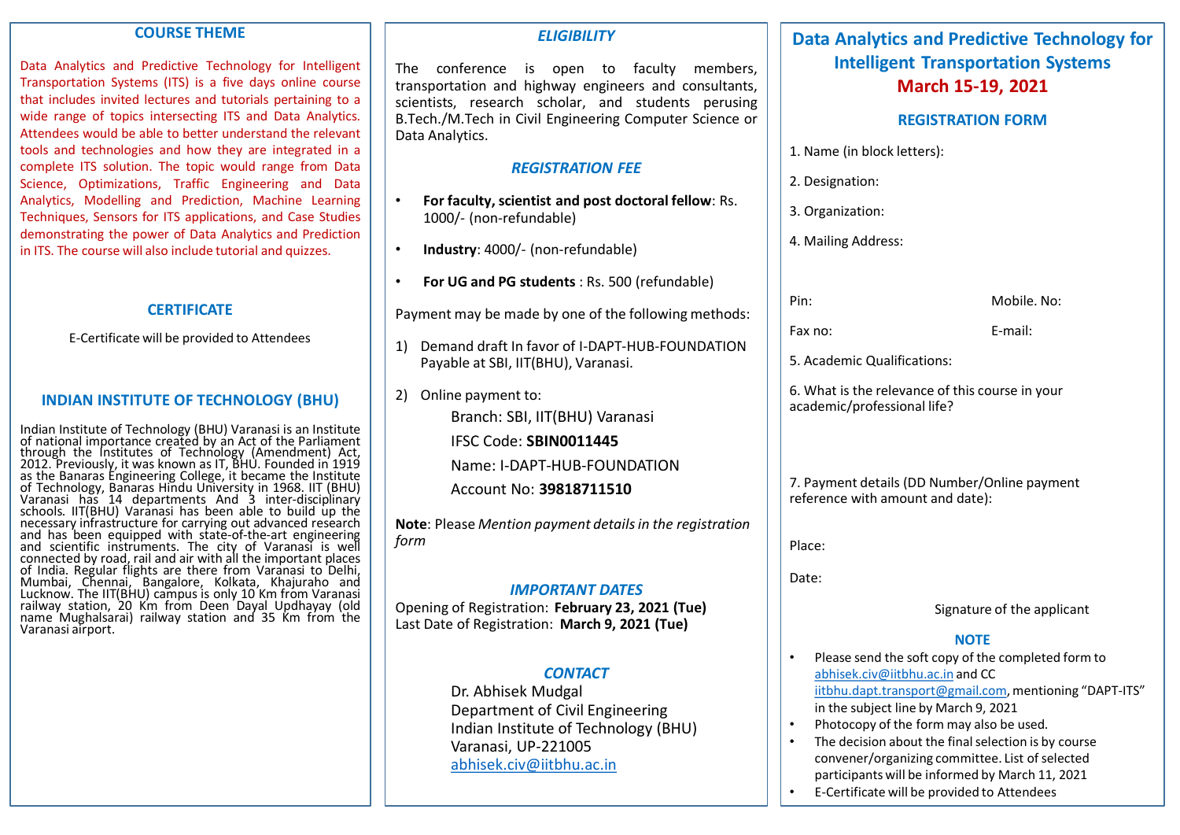## COURSE THEME

Data Analytics and Predictive Technology for Intelligent Transportation Systems (ITS) is a five days online course that includes invited lectures and tutorials pertaining to a wide range of topics intersecting ITS and Data Analytics. Attendees would be able to better understand the relevant tools and technologies and how they are integrated in a complete ITS solution. The topic would range from Data Science, Optimizations, Traffic Engineering and Data Analytics, Modelling and Prediction, Machine Learning Techniques, Sensors for ITS applications, and Case Studies demonstrating the power of Data Analytics and Prediction in ITS. The course will also include tutorial and quizzes.

## CERTIFICATE

E-Certificate will be provided to Attendees

## INDIAN INSTITUTE OF TECHNOLOGY (BHU)

Indian Institute of Technology (BHU) Varanasi is an Institute of national importance created by an Act of the Parliament through the Institutes of Technology (Amendment) Act, 2012. Previously, it was known as IT, BHU. Founded in 1919 as the Banaras Engineering College, it became the Institute of Technology, Banaras Hindu University in 1968. IIT (BHU) Varanasi has 14 departments And 3 inter-disciplinary schools. IIT(BHU) Varanasi has been able to build up the necessary infrastructure for carrying out advanced research and has been equipped with state-of-the-art engineering and scientific instruments. The city of Varanasi is well connected by road, rail and air with all the important places of India. Regular flights are there from Varanasi to Delhi, Mumbai, Chennai, Bangalore, Kolkata, Khajuraho and Lucknow. The IIT(BHU) campus is only 10 Km from Varanasi railway station, 20 Km from Deen Dayal Updhayay (old name Mughalsarai) railway station and 35 Km from the Varanasi airport.

## *ELIGIBILITY*

The conference is open to faculty members, transportation and highway engineers and consultants, scientists, research scholar, and students perusing B.Tech./M.Tech in Civil Engineering Computer Science or Data Analytics.

## *REGISTRATION FEE*

- **For faculty, scientist and post doctoral fellow**: Rs. 1000/- (non-refundable)
- **Industry**: 4000/- (non-refundable)
- **For UG and PG students** : Rs. 500 (refundable)

Payment may be made by one of the following methods:

1) Demand draft In favor of I-DAPT-HUB-FOUNDATION Payable at SBI, IIT(BHU), Varanasi.
2) Online payment to:
   Branch: SBI, IIT(BHU) Varanasi
   IFSC Code: **SBIN0011445**
   Name: I-DAPT-HUB-FOUNDATION
   Account No: **39818711510**

**Note**: Please *Mention payment details in the registration form*

## *IMPORTANT DATES*

Opening of Registration: **February 23, 2021 (Tue)**
Last Date of Registration: **March 9, 2021 (Tue)**

## *CONTACT*

Dr. Abhisek Mudgal
Department of Civil Engineering
Indian Institute of Technology (BHU)
Varanasi, UP-221005
abhisek.civ@iitbhu.ac.in

# Data Analytics and Predictive Technology for Intelligent Transportation Systems

## March 15-19, 2021

## REGISTRATION FORM

1. Name (in block letters):

2. Designation:

3. Organization:

4. Mailing Address:

Pin: Mobile. No:

Fax no: E-mail:

5. Academic Qualifications:

6. What is the relevance of this course in your academic/professional life?

7. Payment details (DD Number/Online payment reference with amount and date):

Place:

Date:

Signature of the applicant

## NOTE

- Please send the soft copy of the completed form to abhisek.civ@iitbhu.ac.in and CC iitbhu.dapt.transport@gmail.com, mentioning "DAPT-ITS" in the subject line by March 9, 2021
- Photocopy of the form may also be used.
- The decision about the final selection is by course convener/organizing committee. List of selected participants will be informed by March 11, 2021
- E-Certificate will be provided to Attendees